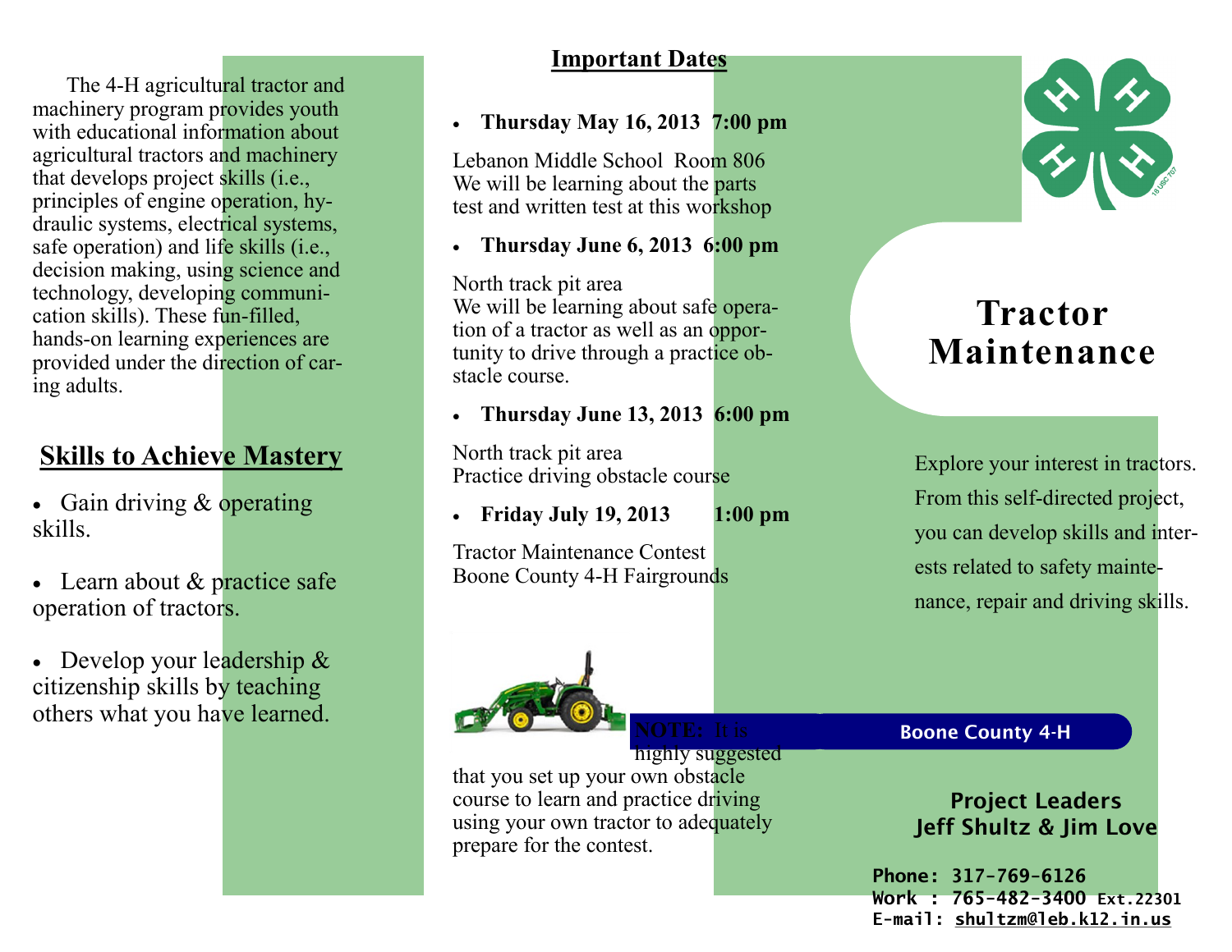The 4-H agricultural tractor and machinery program provides youth with educational information about agricultural tractors and machinery that develops project skills (i.e., principles of engine operation, hydraulic systems, electrical systems, safe operation) and life skills (i.e., decision making, using science and technology, developing communication skills). These fun-filled, hands-on learning experiences are provided under the direction of caring adults.

## Skills to Achieve Mastery

- Gain driving & operating skills.
- Learn about & practice safe operation of tractors.
- Develop your leadership & citizenship skills by teaching others what you have learned.

## Important Dates

- **Thursday May 16, 2013 7:00 pm**

Lebanon Middle School Room 806
We will be learning about the parts test and written test at this workshop

- **Thursday June 6, 2013 6:00 pm**

North track pit area
We will be learning about safe operation of a tractor as well as an opportunity to drive through a practice obstacle course.

- **Thursday June 13, 2013 6:00 pm**

North track pit area
Practice driving obstacle course

- **Friday July 19, 2013 1:00 pm**

Tractor Maintenance Contest
Boone County 4-H Fairgrounds

**NOTE:** It is highly suggested that you set up your own obstacle course to learn and practice driving using your own tractor to adequately prepare for the contest.

# Tractor Maintenance

Explore your interest in tractors. From this self-directed project, you can develop skills and interests related to safety maintenance, repair and driving skills.

**Boone County 4-H**

**Project Leaders**
**Jeff Shultz & Jim Love**

**Phone: 317-769-6126**
**Work : 765-482-3400 Ext.22301**
**E-mail: shultzm@leb.k12.in.us**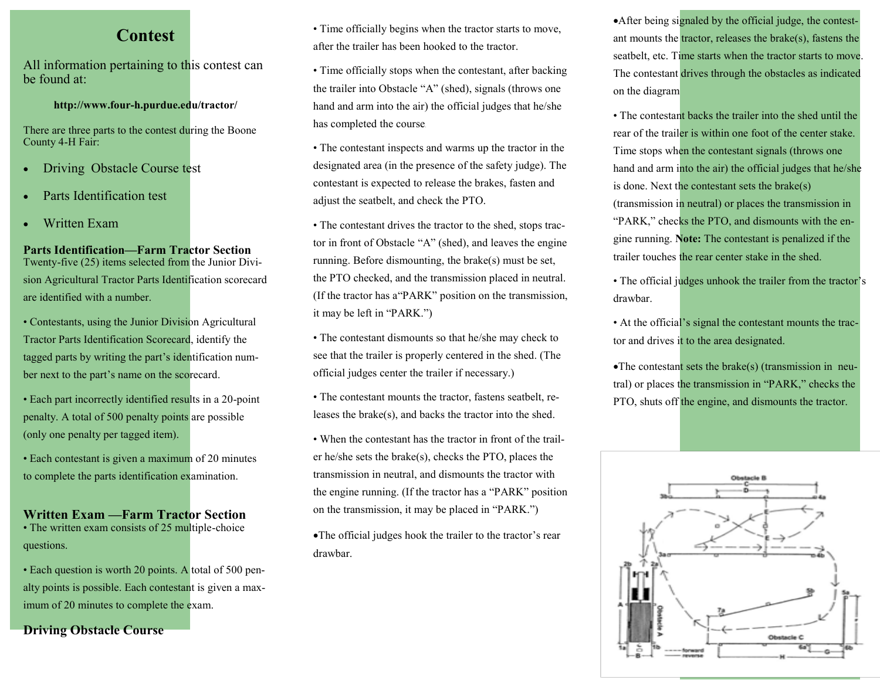# Contest

All information pertaining to this contest can be found at:

**http://www.four-h.purdue.edu/tractor/**

There are three parts to the contest during the Boone County 4-H Fair:

- Driving Obstacle Course test
- Parts Identification test
- Written Exam

**Parts Identification—Farm Tractor Section**

Twenty-five (25) items selected from the Junior Division Agricultural Tractor Parts Identification scorecard are identified with a number.

• Contestants, using the Junior Division Agricultural Tractor Parts Identification Scorecard, identify the tagged parts by writing the part's identification number next to the part's name on the scorecard.

• Each part incorrectly identified results in a 20-point penalty. A total of 500 penalty points are possible (only one penalty per tagged item).

• Each contestant is given a maximum of 20 minutes to complete the parts identification examination.

**Written Exam —Farm Tractor Section**

• The written exam consists of 25 multiple-choice questions.

• Each question is worth 20 points. A total of 500 penalty points is possible. Each contestant is given a maximum of 20 minutes to complete the exam.

**Driving Obstacle Course**

• Time officially begins when the tractor starts to move, after the trailer has been hooked to the tractor.

• Time officially stops when the contestant, after backing the trailer into Obstacle "A" (shed), signals (throws one hand and arm into the air) the official judges that he/she has completed the course.

• The contestant inspects and warms up the tractor in the designated area (in the presence of the safety judge). The contestant is expected to release the brakes, fasten and adjust the seatbelt, and check the PTO.

• The contestant drives the tractor to the shed, stops tractor in front of Obstacle "A" (shed), and leaves the engine running. Before dismounting, the brake(s) must be set, the PTO checked, and the transmission placed in neutral. (If the tractor has a"PARK" position on the transmission, it may be left in "PARK.")

• The contestant dismounts so that he/she may check to see that the trailer is properly centered in the shed. (The official judges center the trailer if necessary.)

• The contestant mounts the tractor, fastens seatbelt, releases the brake(s), and backs the tractor into the shed.

• When the contestant has the tractor in front of the trailer he/she sets the brake(s), checks the PTO, places the transmission in neutral, and dismounts the tractor with the engine running. (If the tractor has a "PARK" position on the transmission, it may be placed in "PARK.")

• The official judges hook the trailer to the tractor's rear drawbar.

• After being signaled by the official judge, the contestant mounts the tractor, releases the brake(s), fastens the seatbelt, etc. Time starts when the tractor starts to move. The contestant drives through the obstacles as indicated on the diagram

• The contestant backs the trailer into the shed until the rear of the trailer is within one foot of the center stake. Time stops when the contestant signals (throws one hand and arm into the air) the official judges that he/she is done. Next the contestant sets the brake(s) (transmission in neutral) or places the transmission in "PARK," checks the PTO, and dismounts with the engine running. **Note:** The contestant is penalized if the trailer touches the rear center stake in the shed.

• The official judges unhook the trailer from the tractor's drawbar.

• At the official's signal the contestant mounts the tractor and drives it to the area designated.

• The contestant sets the brake(s) (transmission in neutral) or places the transmission in "PARK," checks the PTO, shuts off the engine, and dismounts the tractor.